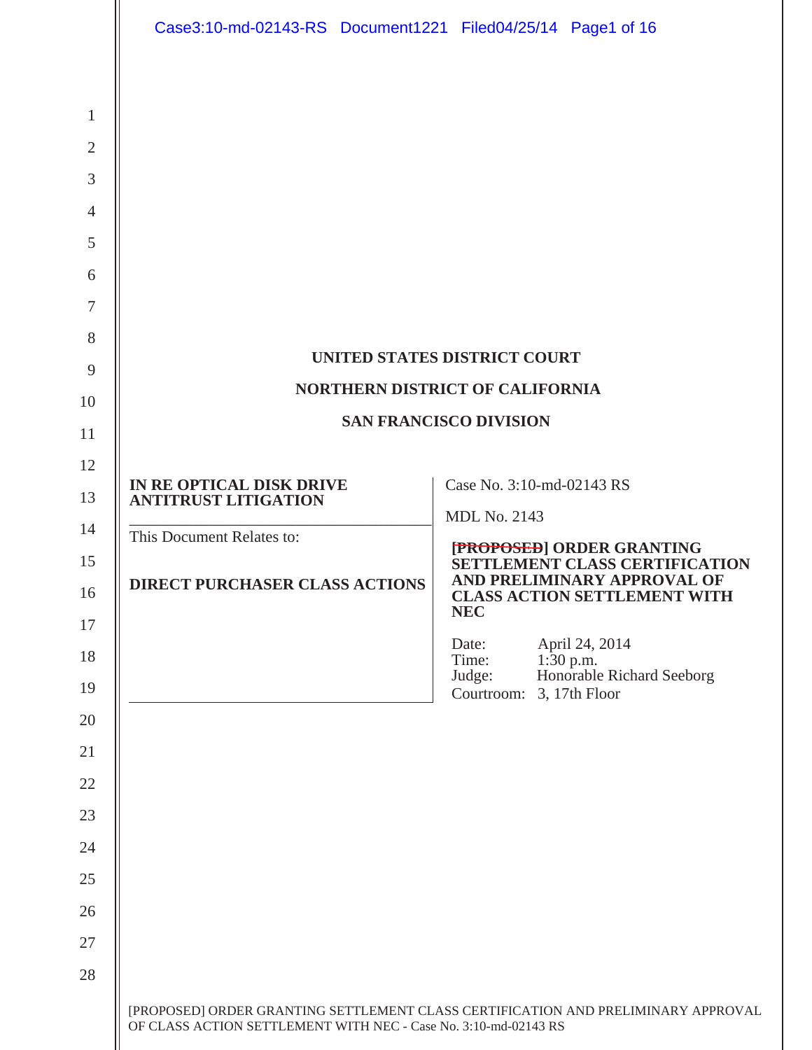**UNITED STATES DISTRICT COURT**

**NORTHERN DISTRICT OF CALIFORNIA**

**SAN FRANCISCO DIVISION**

| | |
|---|---|
| **IN RE OPTICAL DISK DRIVE ANTITRUST LITIGATION** | Case No. 3:10-md-02143 RS |
| | MDL No. 2143 |
| This Document Relates to: | ~~[PROPOSED]~~ **ORDER GRANTING SETTLEMENT CLASS CERTIFICATION AND PRELIMINARY APPROVAL OF CLASS ACTION SETTLEMENT WITH NEC** |
| **DIRECT PURCHASER CLASS ACTIONS** | Date: April 24, 2014<br>Time: 1:30 p.m.<br>Judge: Honorable Richard Seeborg<br>Courtroom: 3, 17th Floor |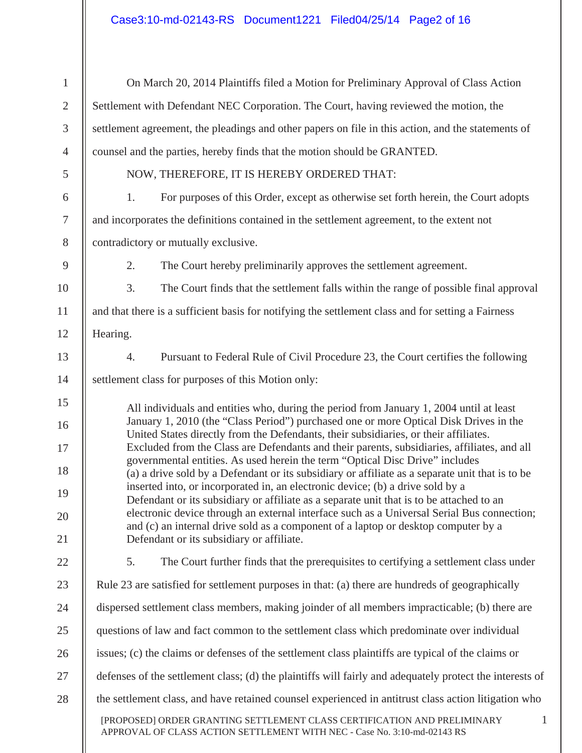On March 20, 2014 Plaintiffs filed a Motion for Preliminary Approval of Class Action Settlement with Defendant NEC Corporation. The Court, having reviewed the motion, the settlement agreement, the pleadings and other papers on file in this action, and the statements of counsel and the parties, hereby finds that the motion should be GRANTED.

NOW, THEREFORE, IT IS HEREBY ORDERED THAT:

1. For purposes of this Order, except as otherwise set forth herein, the Court adopts and incorporates the definitions contained in the settlement agreement, to the extent not contradictory or mutually exclusive.

2. The Court hereby preliminarily approves the settlement agreement.

3. The Court finds that the settlement falls within the range of possible final approval and that there is a sufficient basis for notifying the settlement class and for setting a Fairness Hearing.

4. Pursuant to Federal Rule of Civil Procedure 23, the Court certifies the following settlement class for purposes of this Motion only:

> All individuals and entities who, during the period from January 1, 2004 until at least January 1, 2010 (the "Class Period") purchased one or more Optical Disk Drives in the United States directly from the Defendants, their subsidiaries, or their affiliates. Excluded from the Class are Defendants and their parents, subsidiaries, affiliates, and all governmental entities. As used herein the term "Optical Disc Drive" includes (a) a drive sold by a Defendant or its subsidiary or affiliate as a separate unit that is to be inserted into, or incorporated in, an electronic device; (b) a drive sold by a Defendant or its subsidiary or affiliate as a separate unit that is to be attached to an electronic device through an external interface such as a Universal Serial Bus connection; and (c) an internal drive sold as a component of a laptop or desktop computer by a Defendant or its subsidiary or affiliate.

5. The Court further finds that the prerequisites to certifying a settlement class under Rule 23 are satisfied for settlement purposes in that: (a) there are hundreds of geographically dispersed settlement class members, making joinder of all members impracticable; (b) there are questions of law and fact common to the settlement class which predominate over individual issues; (c) the claims or defenses of the settlement class plaintiffs are typical of the claims or defenses of the settlement class; (d) the plaintiffs will fairly and adequately protect the interests of the settlement class, and have retained counsel experienced in antitrust class action litigation who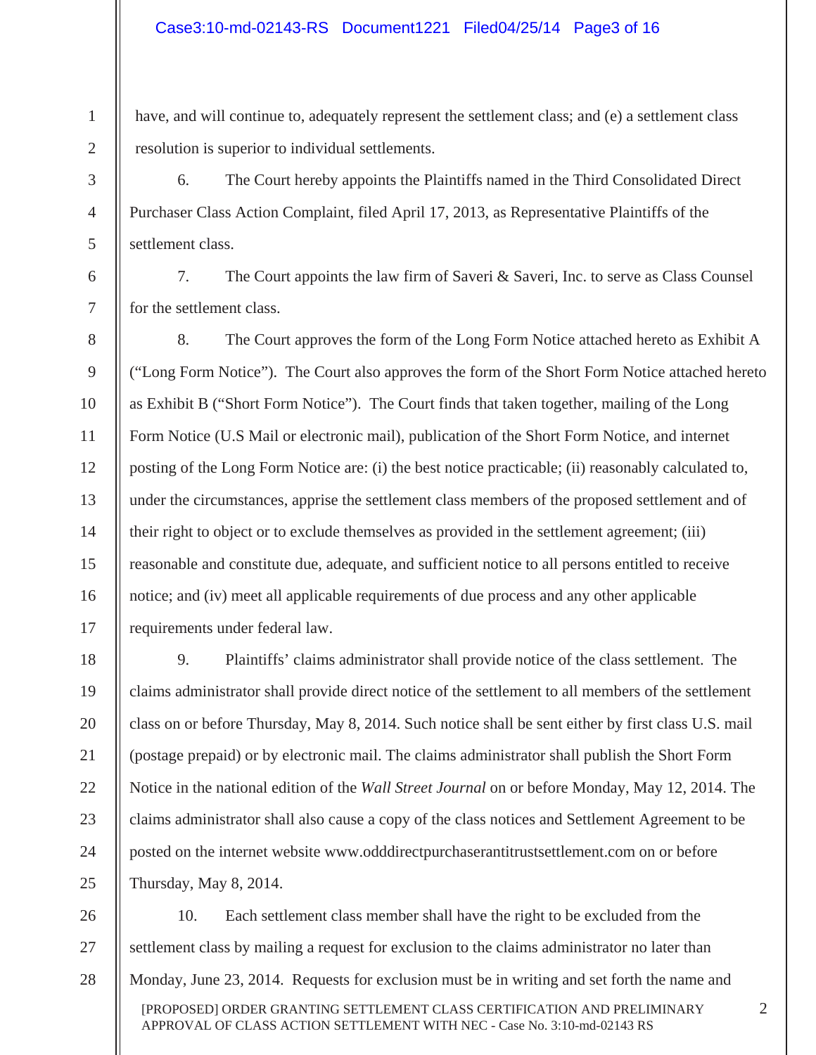have, and will continue to, adequately represent the settlement class; and (e) a settlement class resolution is superior to individual settlements.

6. The Court hereby appoints the Plaintiffs named in the Third Consolidated Direct Purchaser Class Action Complaint, filed April 17, 2013, as Representative Plaintiffs of the settlement class.

7. The Court appoints the law firm of Saveri & Saveri, Inc. to serve as Class Counsel for the settlement class.

8. The Court approves the form of the Long Form Notice attached hereto as Exhibit A ("Long Form Notice"). The Court also approves the form of the Short Form Notice attached hereto as Exhibit B ("Short Form Notice"). The Court finds that taken together, mailing of the Long Form Notice (U.S Mail or electronic mail), publication of the Short Form Notice, and internet posting of the Long Form Notice are: (i) the best notice practicable; (ii) reasonably calculated to, under the circumstances, apprise the settlement class members of the proposed settlement and of their right to object or to exclude themselves as provided in the settlement agreement; (iii) reasonable and constitute due, adequate, and sufficient notice to all persons entitled to receive notice; and (iv) meet all applicable requirements of due process and any other applicable requirements under federal law.

9. Plaintiffs' claims administrator shall provide notice of the class settlement. The claims administrator shall provide direct notice of the settlement to all members of the settlement class on or before Thursday, May 8, 2014. Such notice shall be sent either by first class U.S. mail (postage prepaid) or by electronic mail. The claims administrator shall publish the Short Form Notice in the national edition of the *Wall Street Journal* on or before Monday, May 12, 2014. The claims administrator shall also cause a copy of the class notices and Settlement Agreement to be posted on the internet website www.odddirectpurchaserantitrustsettlement.com on or before Thursday, May 8, 2014.

10. Each settlement class member shall have the right to be excluded from the settlement class by mailing a request for exclusion to the claims administrator no later than Monday, June 23, 2014. Requests for exclusion must be in writing and set forth the name and

[PROPOSED] ORDER GRANTING SETTLEMENT CLASS CERTIFICATION AND PRELIMINARY APPROVAL OF CLASS ACTION SETTLEMENT WITH NEC - Case No. 3:10-md-02143 RS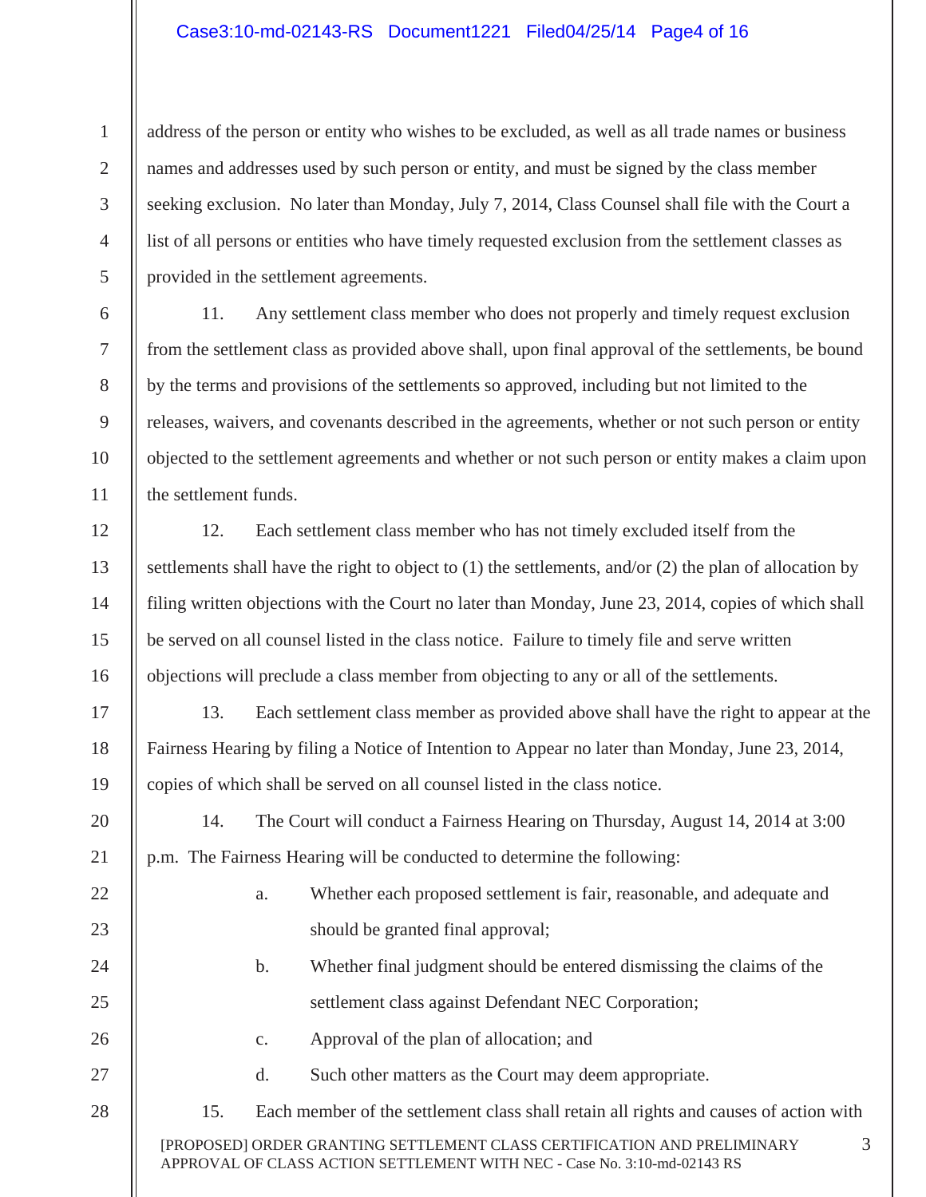address of the person or entity who wishes to be excluded, as well as all trade names or business names and addresses used by such person or entity, and must be signed by the class member seeking exclusion. No later than Monday, July 7, 2014, Class Counsel shall file with the Court a list of all persons or entities who have timely requested exclusion from the settlement classes as provided in the settlement agreements.

11. Any settlement class member who does not properly and timely request exclusion from the settlement class as provided above shall, upon final approval of the settlements, be bound by the terms and provisions of the settlements so approved, including but not limited to the releases, waivers, and covenants described in the agreements, whether or not such person or entity objected to the settlement agreements and whether or not such person or entity makes a claim upon the settlement funds.

12. Each settlement class member who has not timely excluded itself from the settlements shall have the right to object to (1) the settlements, and/or (2) the plan of allocation by filing written objections with the Court no later than Monday, June 23, 2014, copies of which shall be served on all counsel listed in the class notice. Failure to timely file and serve written objections will preclude a class member from objecting to any or all of the settlements.

13. Each settlement class member as provided above shall have the right to appear at the Fairness Hearing by filing a Notice of Intention to Appear no later than Monday, June 23, 2014, copies of which shall be served on all counsel listed in the class notice.

14. The Court will conduct a Fairness Hearing on Thursday, August 14, 2014 at 3:00 p.m. The Fairness Hearing will be conducted to determine the following:

a. Whether each proposed settlement is fair, reasonable, and adequate and should be granted final approval;

b. Whether final judgment should be entered dismissing the claims of the settlement class against Defendant NEC Corporation;

c. Approval of the plan of allocation; and

d. Such other matters as the Court may deem appropriate.

15. Each member of the settlement class shall retain all rights and causes of action with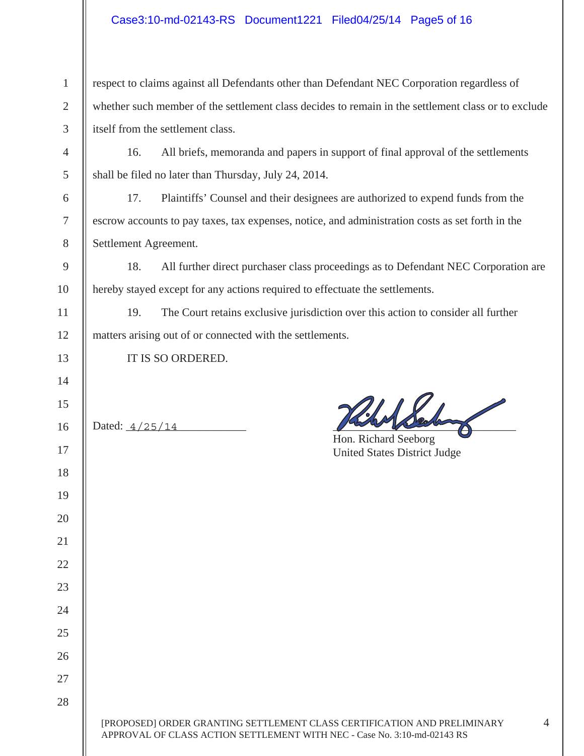respect to claims against all Defendants other than Defendant NEC Corporation regardless of whether such member of the settlement class decides to remain in the settlement class or to exclude itself from the settlement class.

16. All briefs, memoranda and papers in support of final approval of the settlements shall be filed no later than Thursday, July 24, 2014.

17. Plaintiffs' Counsel and their designees are authorized to expend funds from the escrow accounts to pay taxes, tax expenses, notice, and administration costs as set forth in the Settlement Agreement.

18. All further direct purchaser class proceedings as to Defendant NEC Corporation are hereby stayed except for any actions required to effectuate the settlements.

19. The Court retains exclusive jurisdiction over this action to consider all further matters arising out of or connected with the settlements.

IT IS SO ORDERED.

Dated: 4/25/14

Hon. Richard Seeborg
United States District Judge

[PROPOSED] ORDER GRANTING SETTLEMENT CLASS CERTIFICATION AND PRELIMINARY APPROVAL OF CLASS ACTION SETTLEMENT WITH NEC - Case No. 3:10-md-02143 RS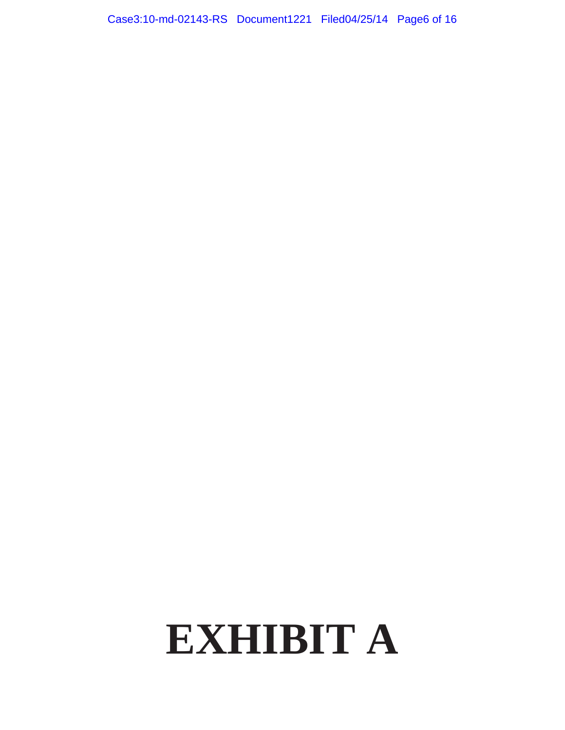# EXHIBIT A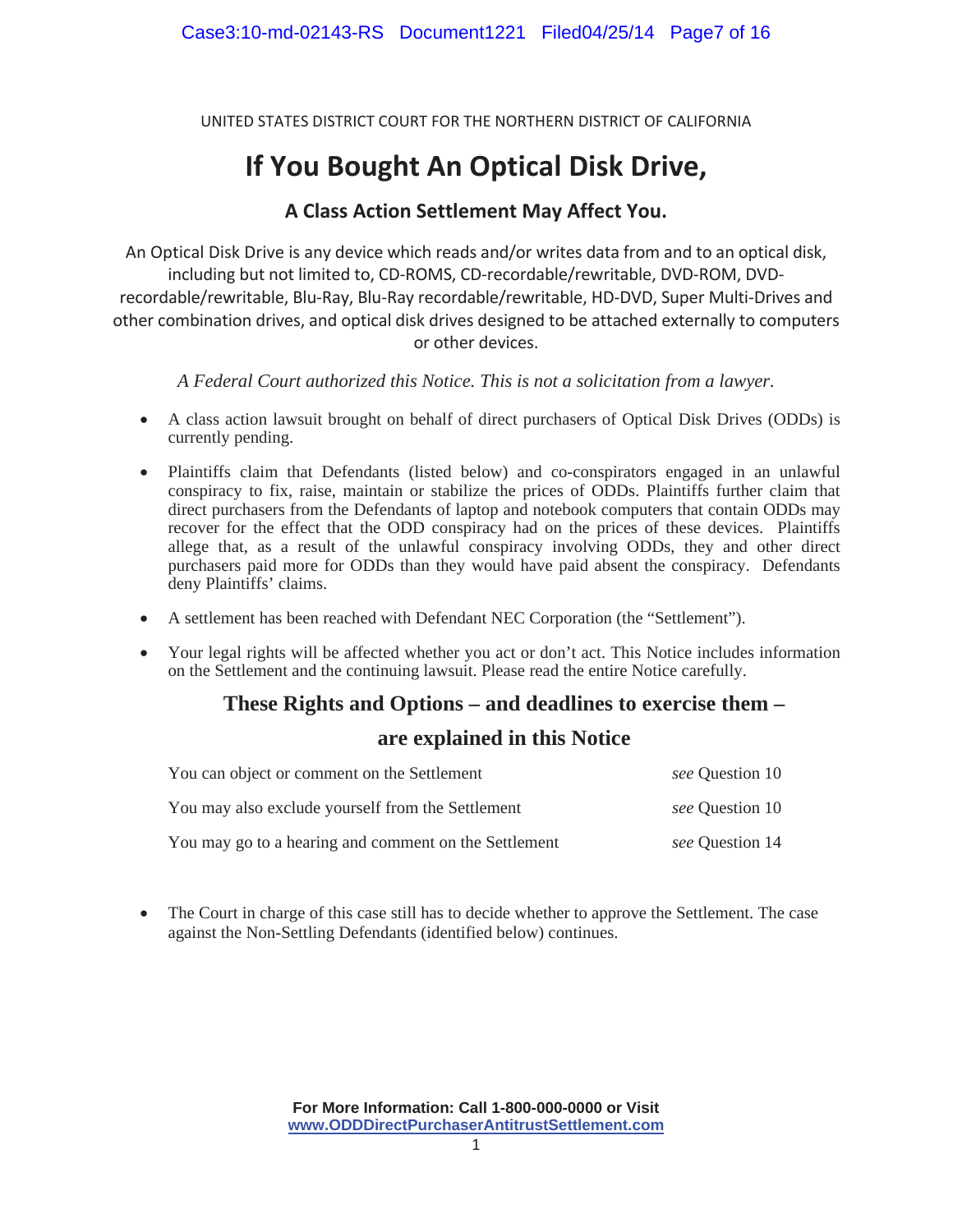UNITED STATES DISTRICT COURT FOR THE NORTHERN DISTRICT OF CALIFORNIA

# If You Bought An Optical Disk Drive,

## A Class Action Settlement May Affect You.

An Optical Disk Drive is any device which reads and/or writes data from and to an optical disk, including but not limited to, CD-ROMS, CD-recordable/rewritable, DVD-ROM, DVD-recordable/rewritable, Blu-Ray, Blu-Ray recordable/rewritable, HD-DVD, Super Multi-Drives and other combination drives, and optical disk drives designed to be attached externally to computers or other devices.

*A Federal Court authorized this Notice. This is not a solicitation from a lawyer.*

- A class action lawsuit brought on behalf of direct purchasers of Optical Disk Drives (ODDs) is currently pending.
- Plaintiffs claim that Defendants (listed below) and co-conspirators engaged in an unlawful conspiracy to fix, raise, maintain or stabilize the prices of ODDs. Plaintiffs further claim that direct purchasers from the Defendants of laptop and notebook computers that contain ODDs may recover for the effect that the ODD conspiracy had on the prices of these devices. Plaintiffs allege that, as a result of the unlawful conspiracy involving ODDs, they and other direct purchasers paid more for ODDs than they would have paid absent the conspiracy. Defendants deny Plaintiffs' claims.
- A settlement has been reached with Defendant NEC Corporation (the "Settlement").
- Your legal rights will be affected whether you act or don't act. This Notice includes information on the Settlement and the continuing lawsuit. Please read the entire Notice carefully.

### These Rights and Options – and deadlines to exercise them – are explained in this Notice

| | |
|---|---|
| You can object or comment on the Settlement | *see* Question 10 |
| You may also exclude yourself from the Settlement | *see* Question 10 |
| You may go to a hearing and comment on the Settlement | *see* Question 14 |

- The Court in charge of this case still has to decide whether to approve the Settlement. The case against the Non-Settling Defendants (identified below) continues.

**For More Information: Call 1-800-000-0000 or Visit www.ODDDirectPurchaserAntitrustSettlement.com**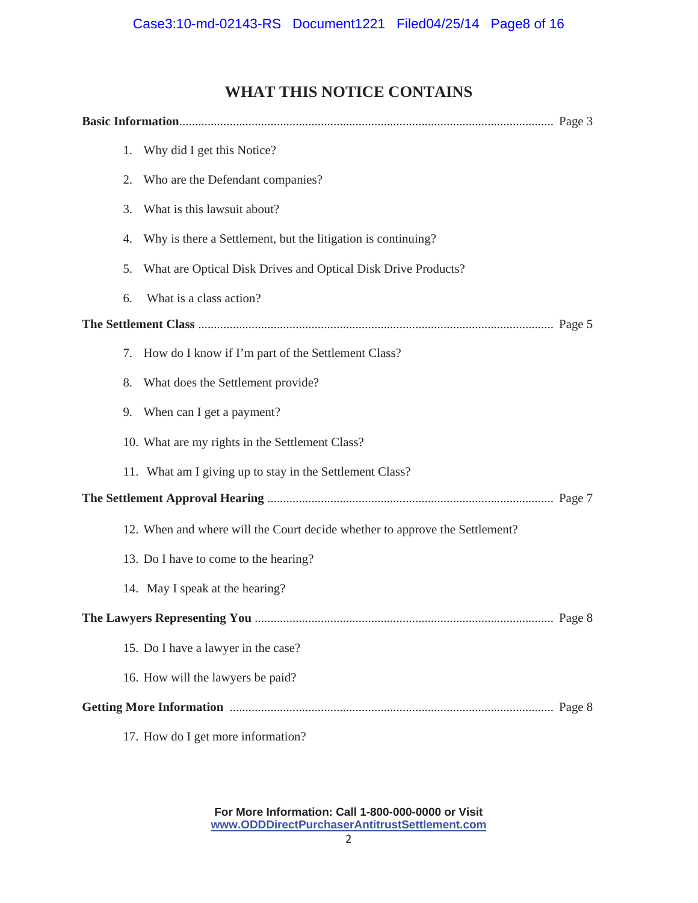# WHAT THIS NOTICE CONTAINS

**Basic Information**....................................................................................................................... Page 3

1. Why did I get this Notice?
2. Who are the Defendant companies?
3. What is this lawsuit about?
4. Why is there a Settlement, but the litigation is continuing?
5. What are Optical Disk Drives and Optical Disk Drive Products?
6. What is a class action?

**The Settlement Class** ................................................................................................................. Page 5

7. How do I know if I'm part of the Settlement Class?
8. What does the Settlement provide?
9. When can I get a payment?
10. What are my rights in the Settlement Class?
11. What am I giving up to stay in the Settlement Class?

**The Settlement Approval Hearing** .......................................................................................... Page 7

12. When and where will the Court decide whether to approve the Settlement?
13. Do I have to come to the hearing?
14. May I speak at the hearing?

**The Lawyers Representing You** .............................................................................................. Page 8

15. Do I have a lawyer in the case?
16. How will the lawyers be paid?

**Getting More Information** ...................................................................................................... Page 8

17. How do I get more information?

**For More Information: Call 1-800-000-0000 or Visit**
**www.ODDDirectPurchaserAntitrustSettlement.com**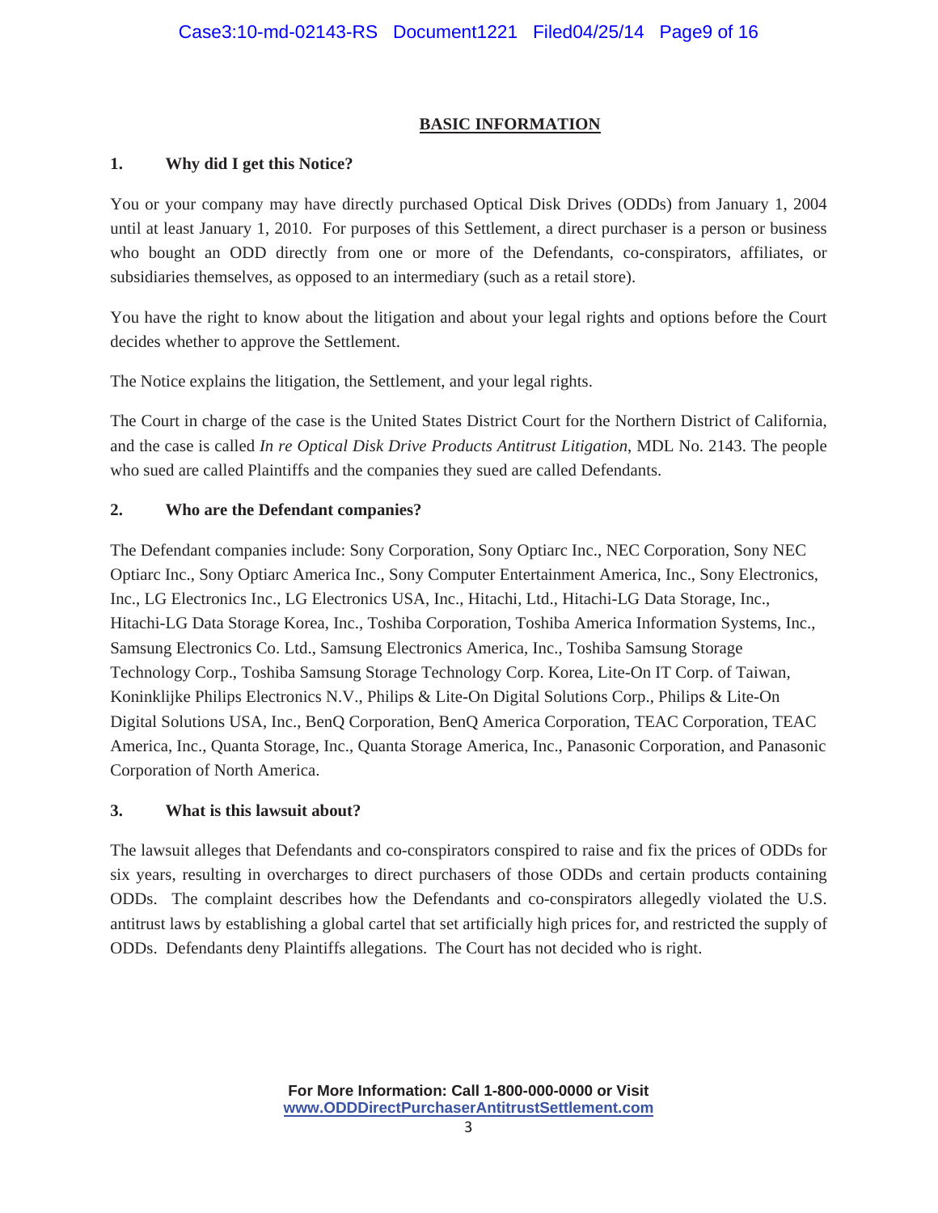## BASIC INFORMATION

### 1. Why did I get this Notice?

You or your company may have directly purchased Optical Disk Drives (ODDs) from January 1, 2004 until at least January 1, 2010. For purposes of this Settlement, a direct purchaser is a person or business who bought an ODD directly from one or more of the Defendants, co-conspirators, affiliates, or subsidiaries themselves, as opposed to an intermediary (such as a retail store).

You have the right to know about the litigation and about your legal rights and options before the Court decides whether to approve the Settlement.

The Notice explains the litigation, the Settlement, and your legal rights.

The Court in charge of the case is the United States District Court for the Northern District of California, and the case is called *In re Optical Disk Drive Products Antitrust Litigation*, MDL No. 2143. The people who sued are called Plaintiffs and the companies they sued are called Defendants.

### 2. Who are the Defendant companies?

The Defendant companies include: Sony Corporation, Sony Optiarc Inc., NEC Corporation, Sony NEC Optiarc Inc., Sony Optiarc America Inc., Sony Computer Entertainment America, Inc., Sony Electronics, Inc., LG Electronics Inc., LG Electronics USA, Inc., Hitachi, Ltd., Hitachi-LG Data Storage, Inc., Hitachi-LG Data Storage Korea, Inc., Toshiba Corporation, Toshiba America Information Systems, Inc., Samsung Electronics Co. Ltd., Samsung Electronics America, Inc., Toshiba Samsung Storage Technology Corp., Toshiba Samsung Storage Technology Corp. Korea, Lite-On IT Corp. of Taiwan, Koninklijke Philips Electronics N.V., Philips & Lite-On Digital Solutions Corp., Philips & Lite-On Digital Solutions USA, Inc., BenQ Corporation, BenQ America Corporation, TEAC Corporation, TEAC America, Inc., Quanta Storage, Inc., Quanta Storage America, Inc., Panasonic Corporation, and Panasonic Corporation of North America.

### 3. What is this lawsuit about?

The lawsuit alleges that Defendants and co-conspirators conspired to raise and fix the prices of ODDs for six years, resulting in overcharges to direct purchasers of those ODDs and certain products containing ODDs. The complaint describes how the Defendants and co-conspirators allegedly violated the U.S. antitrust laws by establishing a global cartel that set artificially high prices for, and restricted the supply of ODDs. Defendants deny Plaintiffs allegations. The Court has not decided who is right.

**For More Information: Call 1-800-000-0000 or Visit www.ODDDirectPurchaserAntitrustSettlement.com**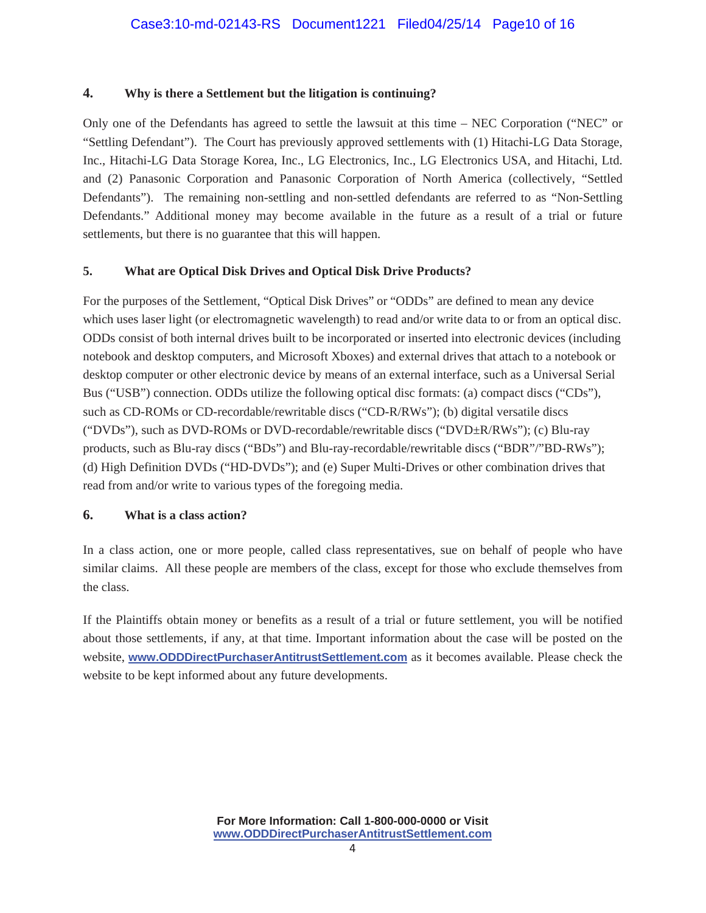### 4. Why is there a Settlement but the litigation is continuing?

Only one of the Defendants has agreed to settle the lawsuit at this time – NEC Corporation ("NEC" or "Settling Defendant"). The Court has previously approved settlements with (1) Hitachi-LG Data Storage, Inc., Hitachi-LG Data Storage Korea, Inc., LG Electronics, Inc., LG Electronics USA, and Hitachi, Ltd. and (2) Panasonic Corporation and Panasonic Corporation of North America (collectively, "Settled Defendants"). The remaining non-settling and non-settled defendants are referred to as "Non-Settling Defendants." Additional money may become available in the future as a result of a trial or future settlements, but there is no guarantee that this will happen.

### 5. What are Optical Disk Drives and Optical Disk Drive Products?

For the purposes of the Settlement, "Optical Disk Drives" or "ODDs" are defined to mean any device which uses laser light (or electromagnetic wavelength) to read and/or write data to or from an optical disc. ODDs consist of both internal drives built to be incorporated or inserted into electronic devices (including notebook and desktop computers, and Microsoft Xboxes) and external drives that attach to a notebook or desktop computer or other electronic device by means of an external interface, such as a Universal Serial Bus ("USB") connection. ODDs utilize the following optical disc formats: (a) compact discs ("CDs"), such as CD-ROMs or CD-recordable/rewritable discs ("CD-R/RWs"); (b) digital versatile discs ("DVDs"), such as DVD-ROMs or DVD-recordable/rewritable discs ("DVD±R/RWs"); (c) Blu-ray products, such as Blu-ray discs ("BDs") and Blu-ray-recordable/rewritable discs ("BDR"/"BD-RWs"); (d) High Definition DVDs ("HD-DVDs"); and (e) Super Multi-Drives or other combination drives that read from and/or write to various types of the foregoing media.

### 6. What is a class action?

In a class action, one or more people, called class representatives, sue on behalf of people who have similar claims. All these people are members of the class, except for those who exclude themselves from the class.

If the Plaintiffs obtain money or benefits as a result of a trial or future settlement, you will be notified about those settlements, if any, at that time. Important information about the case will be posted on the website, **www.ODDDirectPurchaserAntitrustSettlement.com** as it becomes available. Please check the website to be kept informed about any future developments.

**For More Information: Call 1-800-000-0000 or Visit www.ODDDirectPurchaserAntitrustSettlement.com**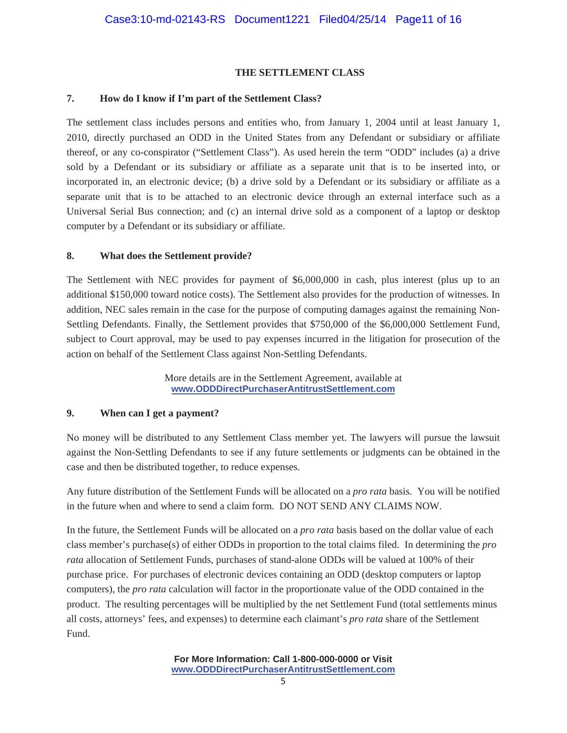## THE SETTLEMENT CLASS

### 7. How do I know if I'm part of the Settlement Class?

The settlement class includes persons and entities who, from January 1, 2004 until at least January 1, 2010, directly purchased an ODD in the United States from any Defendant or subsidiary or affiliate thereof, or any co-conspirator ("Settlement Class"). As used herein the term "ODD" includes (a) a drive sold by a Defendant or its subsidiary or affiliate as a separate unit that is to be inserted into, or incorporated in, an electronic device; (b) a drive sold by a Defendant or its subsidiary or affiliate as a separate unit that is to be attached to an electronic device through an external interface such as a Universal Serial Bus connection; and (c) an internal drive sold as a component of a laptop or desktop computer by a Defendant or its subsidiary or affiliate.

### 8. What does the Settlement provide?

The Settlement with NEC provides for payment of $6,000,000 in cash, plus interest (plus up to an additional $150,000 toward notice costs). The Settlement also provides for the production of witnesses. In addition, NEC sales remain in the case for the purpose of computing damages against the remaining Non-Settling Defendants. Finally, the Settlement provides that $750,000 of the $6,000,000 Settlement Fund, subject to Court approval, may be used to pay expenses incurred in the litigation for prosecution of the action on behalf of the Settlement Class against Non-Settling Defendants.

More details are in the Settlement Agreement, available at **www.ODDDirectPurchaserAntitrustSettlement.com**

### 9. When can I get a payment?

No money will be distributed to any Settlement Class member yet. The lawyers will pursue the lawsuit against the Non-Settling Defendants to see if any future settlements or judgments can be obtained in the case and then be distributed together, to reduce expenses.

Any future distribution of the Settlement Funds will be allocated on a *pro rata* basis. You will be notified in the future when and where to send a claim form. DO NOT SEND ANY CLAIMS NOW.

In the future, the Settlement Funds will be allocated on a *pro rata* basis based on the dollar value of each class member's purchase(s) of either ODDs in proportion to the total claims filed. In determining the *pro rata* allocation of Settlement Funds, purchases of stand-alone ODDs will be valued at 100% of their purchase price. For purchases of electronic devices containing an ODD (desktop computers or laptop computers), the *pro rata* calculation will factor in the proportionate value of the ODD contained in the product. The resulting percentages will be multiplied by the net Settlement Fund (total settlements minus all costs, attorneys' fees, and expenses) to determine each claimant's *pro rata* share of the Settlement Fund.

**For More Information: Call 1-800-000-0000 or Visit www.ODDDirectPurchaserAntitrustSettlement.com**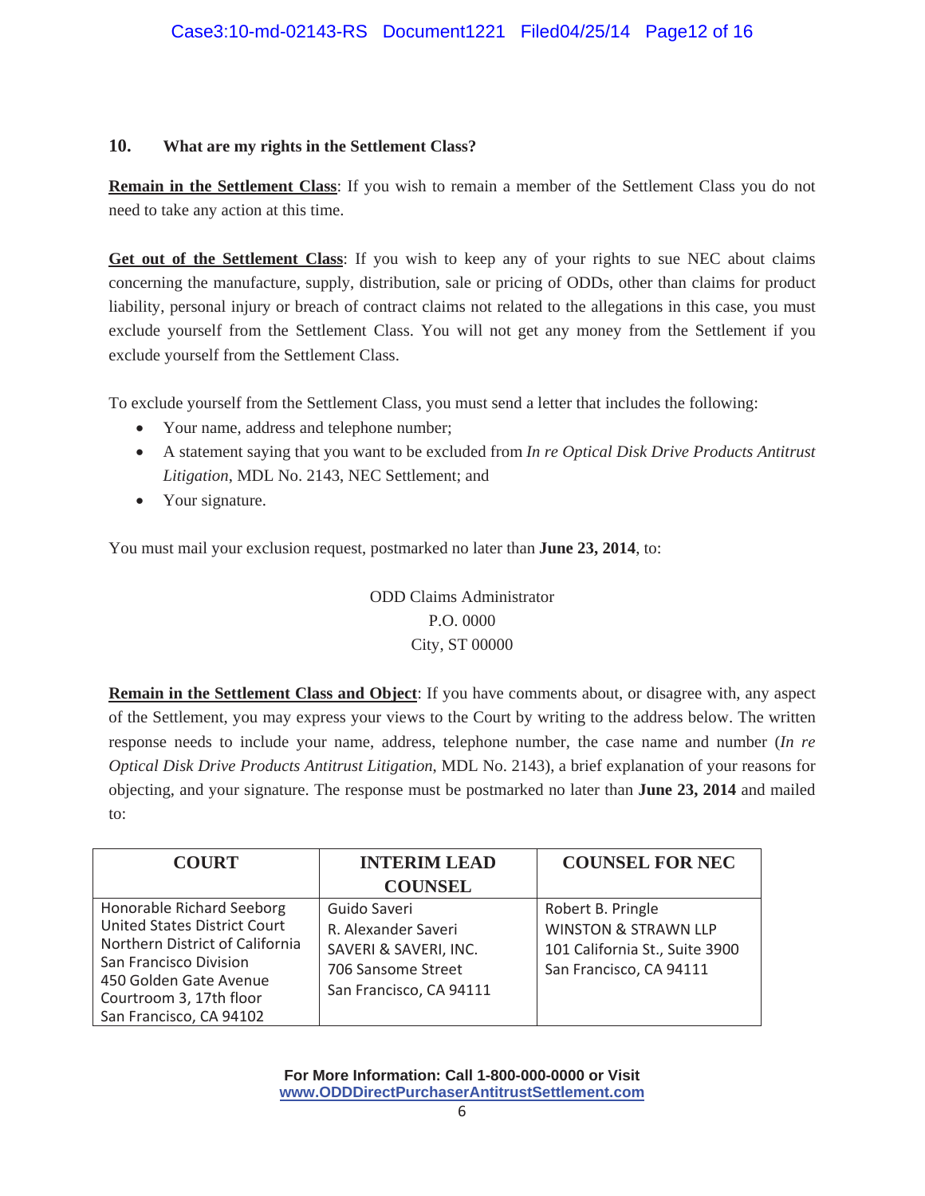## 10. What are my rights in the Settlement Class?

**Remain in the Settlement Class**: If you wish to remain a member of the Settlement Class you do not need to take any action at this time.

**Get out of the Settlement Class**: If you wish to keep any of your rights to sue NEC about claims concerning the manufacture, supply, distribution, sale or pricing of ODDs, other than claims for product liability, personal injury or breach of contract claims not related to the allegations in this case, you must exclude yourself from the Settlement Class. You will not get any money from the Settlement if you exclude yourself from the Settlement Class.

To exclude yourself from the Settlement Class, you must send a letter that includes the following:

- Your name, address and telephone number;
- A statement saying that you want to be excluded from *In re Optical Disk Drive Products Antitrust Litigation*, MDL No. 2143, NEC Settlement; and
- Your signature.

You must mail your exclusion request, postmarked no later than **June 23, 2014**, to:

ODD Claims Administrator
P.O. 0000
City, ST 00000

**Remain in the Settlement Class and Object**: If you have comments about, or disagree with, any aspect of the Settlement, you may express your views to the Court by writing to the address below. The written response needs to include your name, address, telephone number, the case name and number (*In re Optical Disk Drive Products Antitrust Litigation*, MDL No. 2143), a brief explanation of your reasons for objecting, and your signature. The response must be postmarked no later than **June 23, 2014** and mailed to:

| COURT | INTERIM LEAD COUNSEL | COUNSEL FOR NEC |
|---|---|---|
| Honorable Richard Seeborg<br>United States District Court<br>Northern District of California<br>San Francisco Division<br>450 Golden Gate Avenue<br>Courtroom 3, 17th floor<br>San Francisco, CA 94102 | Guido Saveri<br>R. Alexander Saveri<br>SAVERI & SAVERI, INC.<br>706 Sansome Street<br>San Francisco, CA 94111 | Robert B. Pringle<br>WINSTON & STRAWN LLP<br>101 California St., Suite 3900<br>San Francisco, CA 94111 |

**For More Information: Call 1-800-000-0000 or Visit www.ODDDirectPurchaserAntitrustSettlement.com**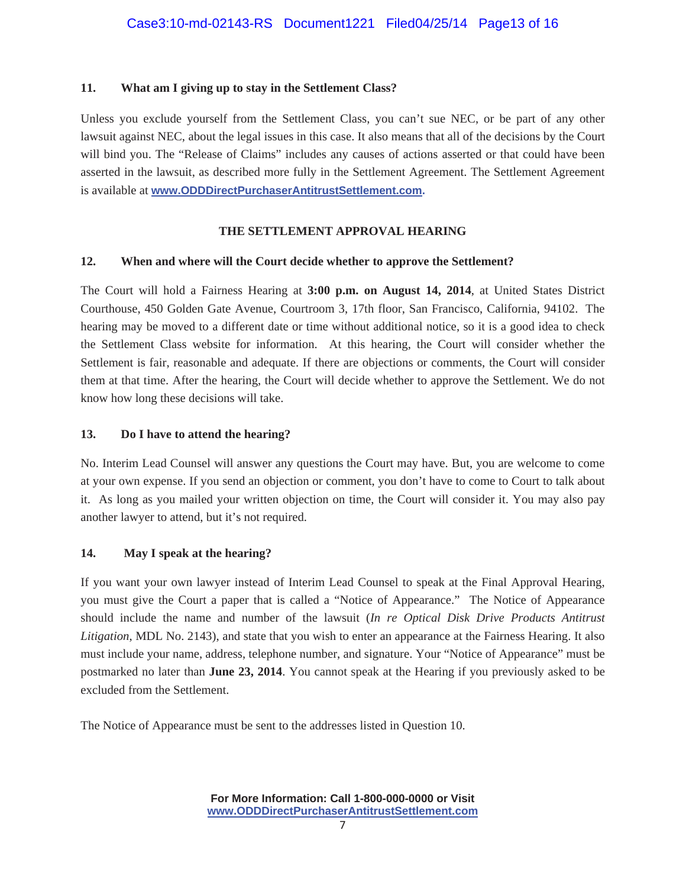### 11. What am I giving up to stay in the Settlement Class?

Unless you exclude yourself from the Settlement Class, you can't sue NEC, or be part of any other lawsuit against NEC, about the legal issues in this case. It also means that all of the decisions by the Court will bind you. The "Release of Claims" includes any causes of actions asserted or that could have been asserted in the lawsuit, as described more fully in the Settlement Agreement. The Settlement Agreement is available at **www.ODDDirectPurchaserAntitrustSettlement.com.**

## THE SETTLEMENT APPROVAL HEARING

### 12. When and where will the Court decide whether to approve the Settlement?

The Court will hold a Fairness Hearing at **3:00 p.m. on August 14, 2014**, at United States District Courthouse, 450 Golden Gate Avenue, Courtroom 3, 17th floor, San Francisco, California, 94102. The hearing may be moved to a different date or time without additional notice, so it is a good idea to check the Settlement Class website for information. At this hearing, the Court will consider whether the Settlement is fair, reasonable and adequate. If there are objections or comments, the Court will consider them at that time. After the hearing, the Court will decide whether to approve the Settlement. We do not know how long these decisions will take.

### 13. Do I have to attend the hearing?

No. Interim Lead Counsel will answer any questions the Court may have. But, you are welcome to come at your own expense. If you send an objection or comment, you don't have to come to Court to talk about it. As long as you mailed your written objection on time, the Court will consider it. You may also pay another lawyer to attend, but it's not required.

### 14. May I speak at the hearing?

If you want your own lawyer instead of Interim Lead Counsel to speak at the Final Approval Hearing, you must give the Court a paper that is called a "Notice of Appearance." The Notice of Appearance should include the name and number of the lawsuit (*In re Optical Disk Drive Products Antitrust Litigation*, MDL No. 2143), and state that you wish to enter an appearance at the Fairness Hearing. It also must include your name, address, telephone number, and signature. Your "Notice of Appearance" must be postmarked no later than **June 23, 2014**. You cannot speak at the Hearing if you previously asked to be excluded from the Settlement.

The Notice of Appearance must be sent to the addresses listed in Question 10.

**For More Information: Call 1-800-000-0000 or Visit www.ODDDirectPurchaserAntitrustSettlement.com**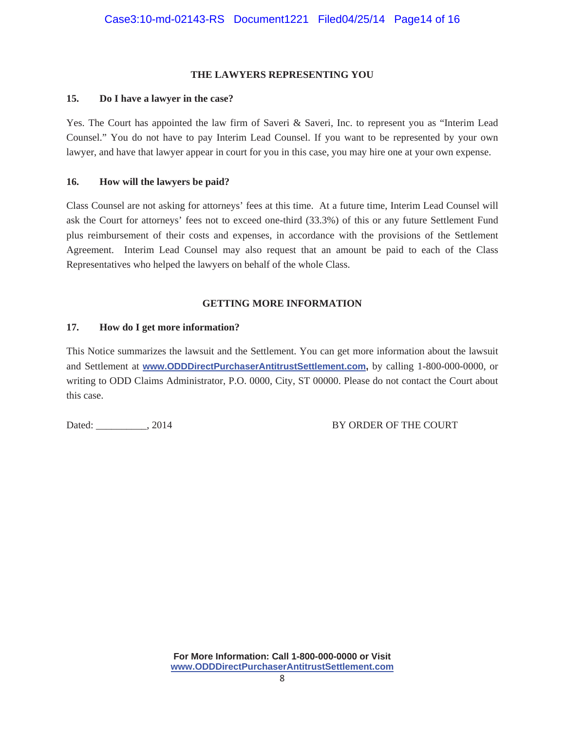## THE LAWYERS REPRESENTING YOU

### 15. Do I have a lawyer in the case?

Yes. The Court has appointed the law firm of Saveri & Saveri, Inc. to represent you as "Interim Lead Counsel." You do not have to pay Interim Lead Counsel. If you want to be represented by your own lawyer, and have that lawyer appear in court for you in this case, you may hire one at your own expense.

### 16. How will the lawyers be paid?

Class Counsel are not asking for attorneys' fees at this time. At a future time, Interim Lead Counsel will ask the Court for attorneys' fees not to exceed one-third (33.3%) of this or any future Settlement Fund plus reimbursement of their costs and expenses, in accordance with the provisions of the Settlement Agreement. Interim Lead Counsel may also request that an amount be paid to each of the Class Representatives who helped the lawyers on behalf of the whole Class.

## GETTING MORE INFORMATION

### 17. How do I get more information?

This Notice summarizes the lawsuit and the Settlement. You can get more information about the lawsuit and Settlement at **www.ODDDirectPurchaserAntitrustSettlement.com**, by calling 1-800-000-0000, or writing to ODD Claims Administrator, P.O. 0000, City, ST 00000. Please do not contact the Court about this case.

Dated: __________, 2014 BY ORDER OF THE COURT

**For More Information: Call 1-800-000-0000 or Visit www.ODDDirectPurchaserAntitrustSettlement.com**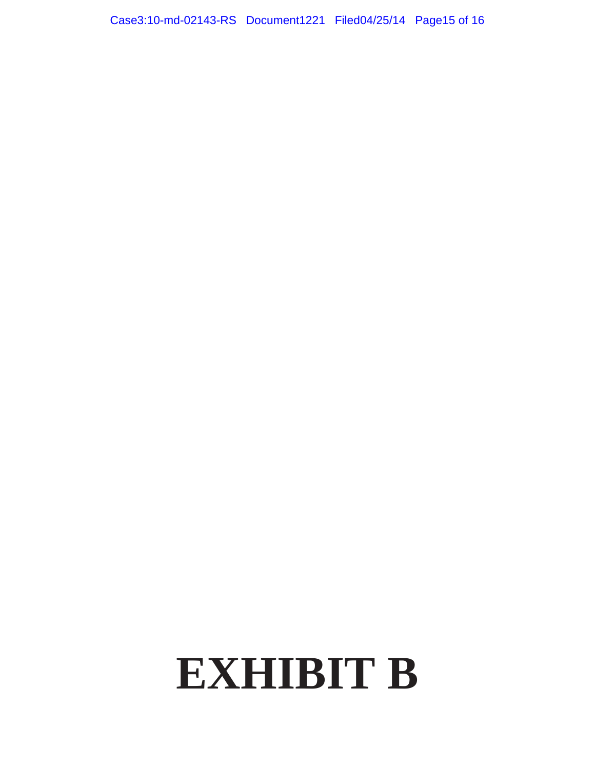# EXHIBIT B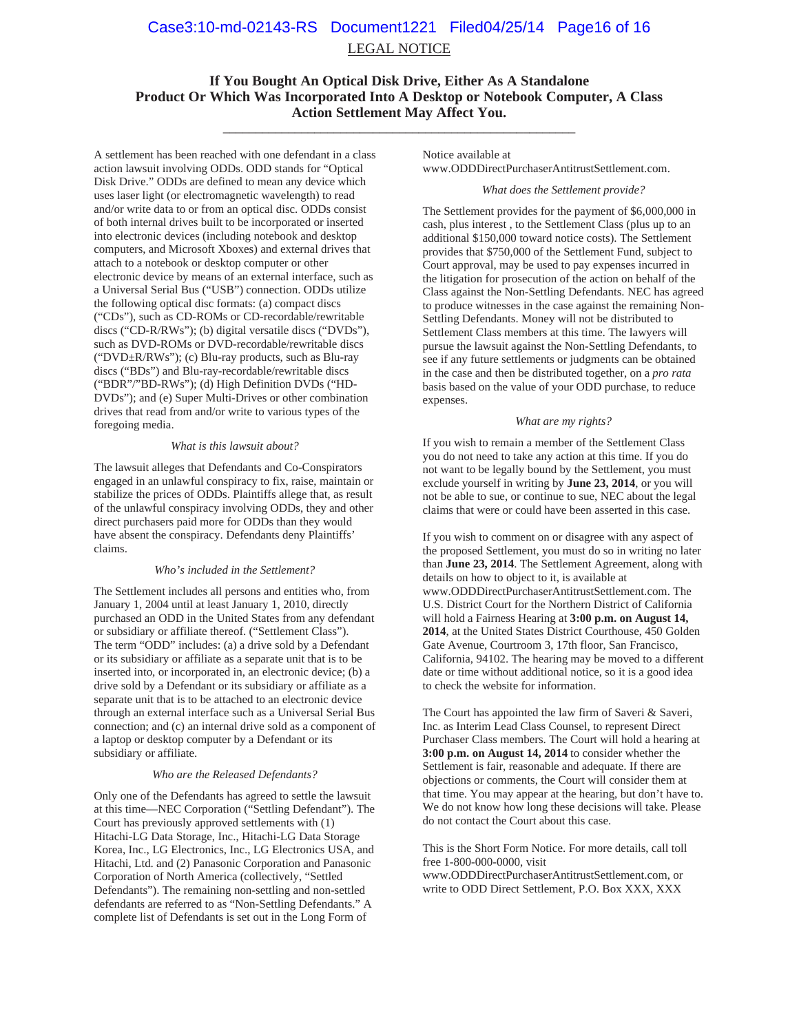LEGAL NOTICE

# If You Bought An Optical Disk Drive, Either As A Standalone Product Or Which Was Incorporated Into A Desktop or Notebook Computer, A Class Action Settlement May Affect You.

---

A settlement has been reached with one defendant in a class action lawsuit involving ODDs. ODD stands for "Optical Disk Drive." ODDs are defined to mean any device which uses laser light (or electromagnetic wavelength) to read and/or write data to or from an optical disc. ODDs consist of both internal drives built to be incorporated or inserted into electronic devices (including notebook and desktop computers, and Microsoft Xboxes) and external drives that attach to a notebook or desktop computer or other electronic device by means of an external interface, such as a Universal Serial Bus ("USB") connection. ODDs utilize the following optical disc formats: (a) compact discs ("CDs"), such as CD-ROMs or CD-recordable/rewritable discs ("CD-R/RWs"); (b) digital versatile discs ("DVDs"), such as DVD-ROMs or DVD-recordable/rewritable discs ("DVD±R/RWs"); (c) Blu-ray products, such as Blu-ray discs ("BDs") and Blu-ray-recordable/rewritable discs ("BDR"/"BD-RWs"); (d) High Definition DVDs ("HD-DVDs"); and (e) Super Multi-Drives or other combination drives that read from and/or write to various types of the foregoing media.

*What is this lawsuit about?*

The lawsuit alleges that Defendants and Co-Conspirators engaged in an unlawful conspiracy to fix, raise, maintain or stabilize the prices of ODDs. Plaintiffs allege that, as result of the unlawful conspiracy involving ODDs, they and other direct purchasers paid more for ODDs than they would have absent the conspiracy. Defendants deny Plaintiffs' claims.

*Who's included in the Settlement?*

The Settlement includes all persons and entities who, from January 1, 2004 until at least January 1, 2010, directly purchased an ODD in the United States from any defendant or subsidiary or affiliate thereof. ("Settlement Class"). The term "ODD" includes: (a) a drive sold by a Defendant or its subsidiary or affiliate as a separate unit that is to be inserted into, or incorporated in, an electronic device; (b) a drive sold by a Defendant or its subsidiary or affiliate as a separate unit that is to be attached to an electronic device through an external interface such as a Universal Serial Bus connection; and (c) an internal drive sold as a component of a laptop or desktop computer by a Defendant or its subsidiary or affiliate.

*Who are the Released Defendants?*

Only one of the Defendants has agreed to settle the lawsuit at this time—NEC Corporation ("Settling Defendant"). The Court has previously approved settlements with (1) Hitachi-LG Data Storage, Inc., Hitachi-LG Data Storage Korea, Inc., LG Electronics, Inc., LG Electronics USA, and Hitachi, Ltd. and (2) Panasonic Corporation and Panasonic Corporation of North America (collectively, "Settled Defendants"). The remaining non-settling and non-settled defendants are referred to as "Non-Settling Defendants." A complete list of Defendants is set out in the Long Form of Notice available at www.ODDDirectPurchaserAntitrustSettlement.com.

*What does the Settlement provide?*

The Settlement provides for the payment of $6,000,000 in cash, plus interest , to the Settlement Class (plus up to an additional $150,000 toward notice costs). The Settlement provides that $750,000 of the Settlement Fund, subject to Court approval, may be used to pay expenses incurred in the litigation for prosecution of the action on behalf of the Class against the Non-Settling Defendants. NEC has agreed to produce witnesses in the case against the remaining Non-Settling Defendants. Money will not be distributed to Settlement Class members at this time. The lawyers will pursue the lawsuit against the Non-Settling Defendants, to see if any future settlements or judgments can be obtained in the case and then be distributed together, on a *pro rata* basis based on the value of your ODD purchase, to reduce expenses.

*What are my rights?*

If you wish to remain a member of the Settlement Class you do not need to take any action at this time. If you do not want to be legally bound by the Settlement, you must exclude yourself in writing by **June 23, 2014**, or you will not be able to sue, or continue to sue, NEC about the legal claims that were or could have been asserted in this case.

If you wish to comment on or disagree with any aspect of the proposed Settlement, you must do so in writing no later than **June 23, 2014**. The Settlement Agreement, along with details on how to object to it, is available at www.ODDDirectPurchaserAntitrustSettlement.com. The U.S. District Court for the Northern District of California will hold a Fairness Hearing at **3:00 p.m. on August 14, 2014**, at the United States District Courthouse, 450 Golden Gate Avenue, Courtroom 3, 17th floor, San Francisco, California, 94102. The hearing may be moved to a different date or time without additional notice, so it is a good idea to check the website for information.

The Court has appointed the law firm of Saveri & Saveri, Inc. as Interim Lead Class Counsel, to represent Direct Purchaser Class members. The Court will hold a hearing at **3:00 p.m. on August 14, 2014** to consider whether the Settlement is fair, reasonable and adequate. If there are objections or comments, the Court will consider them at that time. You may appear at the hearing, but don't have to. We do not know how long these decisions will take. Please do not contact the Court about this case.

This is the Short Form Notice. For more details, call toll free 1-800-000-0000, visit www.ODDDirectPurchaserAntitrustSettlement.com, or write to ODD Direct Settlement, P.O. Box XXX, XXX